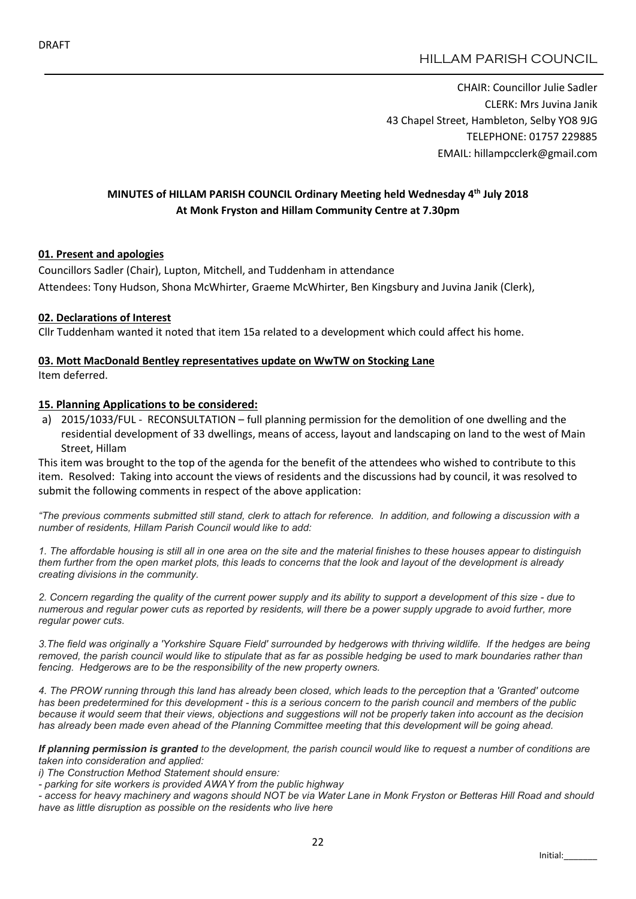DRAFT

HILLAM PARISH COUNCIL

CHAIR: Councillor Julie Sadler
CLERK: Mrs Juvina Janik
43 Chapel Street, Hambleton, Selby YO8 9JG
TELEPHONE: 01757 229885
EMAIL: hillampcclerk@gmail.com

**MINUTES of HILLAM PARISH COUNCIL Ordinary Meeting held Wednesday 4th July 2018**
**At Monk Fryston and Hillam Community Centre at 7.30pm**

## 01. Present and apologies

Councillors Sadler (Chair), Lupton, Mitchell, and Tuddenham in attendance
Attendees: Tony Hudson, Shona McWhirter, Graeme McWhirter, Ben Kingsbury and Juvina Janik (Clerk),

## 02. Declarations of Interest

Cllr Tuddenham wanted it noted that item 15a related to a development which could affect his home.

## 03. Mott MacDonald Bentley representatives update on WwTW on Stocking Lane

Item deferred.

## 15. Planning Applications to be considered:

a) 2015/1033/FUL - RECONSULTATION – full planning permission for the demolition of one dwelling and the residential development of 33 dwellings, means of access, layout and landscaping on land to the west of Main Street, Hillam

This item was brought to the top of the agenda for the benefit of the attendees who wished to contribute to this item. Resolved: Taking into account the views of residents and the discussions had by council, it was resolved to submit the following comments in respect of the above application:

*"The previous comments submitted still stand, clerk to attach for reference. In addition, and following a discussion with a number of residents, Hillam Parish Council would like to add:*

*1. The affordable housing is still all in one area on the site and the material finishes to these houses appear to distinguish them further from the open market plots, this leads to concerns that the look and layout of the development is already creating divisions in the community.*

*2. Concern regarding the quality of the current power supply and its ability to support a development of this size - due to numerous and regular power cuts as reported by residents, will there be a power supply upgrade to avoid further, more regular power cuts.*

*3.The field was originally a 'Yorkshire Square Field' surrounded by hedgerows with thriving wildlife. If the hedges are being removed, the parish council would like to stipulate that as far as possible hedging be used to mark boundaries rather than fencing. Hedgerows are to be the responsibility of the new property owners.*

*4. The PROW running through this land has already been closed, which leads to the perception that a 'Granted' outcome has been predetermined for this development - this is a serious concern to the parish council and members of the public because it would seem that their views, objections and suggestions will not be properly taken into account as the decision has already been made even ahead of the Planning Committee meeting that this development will be going ahead.*

***If planning permission is granted** to the development, the parish council would like to request a number of conditions are taken into consideration and applied:*

*i) The Construction Method Statement should ensure:*

*- parking for site workers is provided AWAY from the public highway*

*- access for heavy machinery and wagons should NOT be via Water Lane in Monk Fryston or Betteras Hill Road and should have as little disruption as possible on the residents who live here*

Initial:_______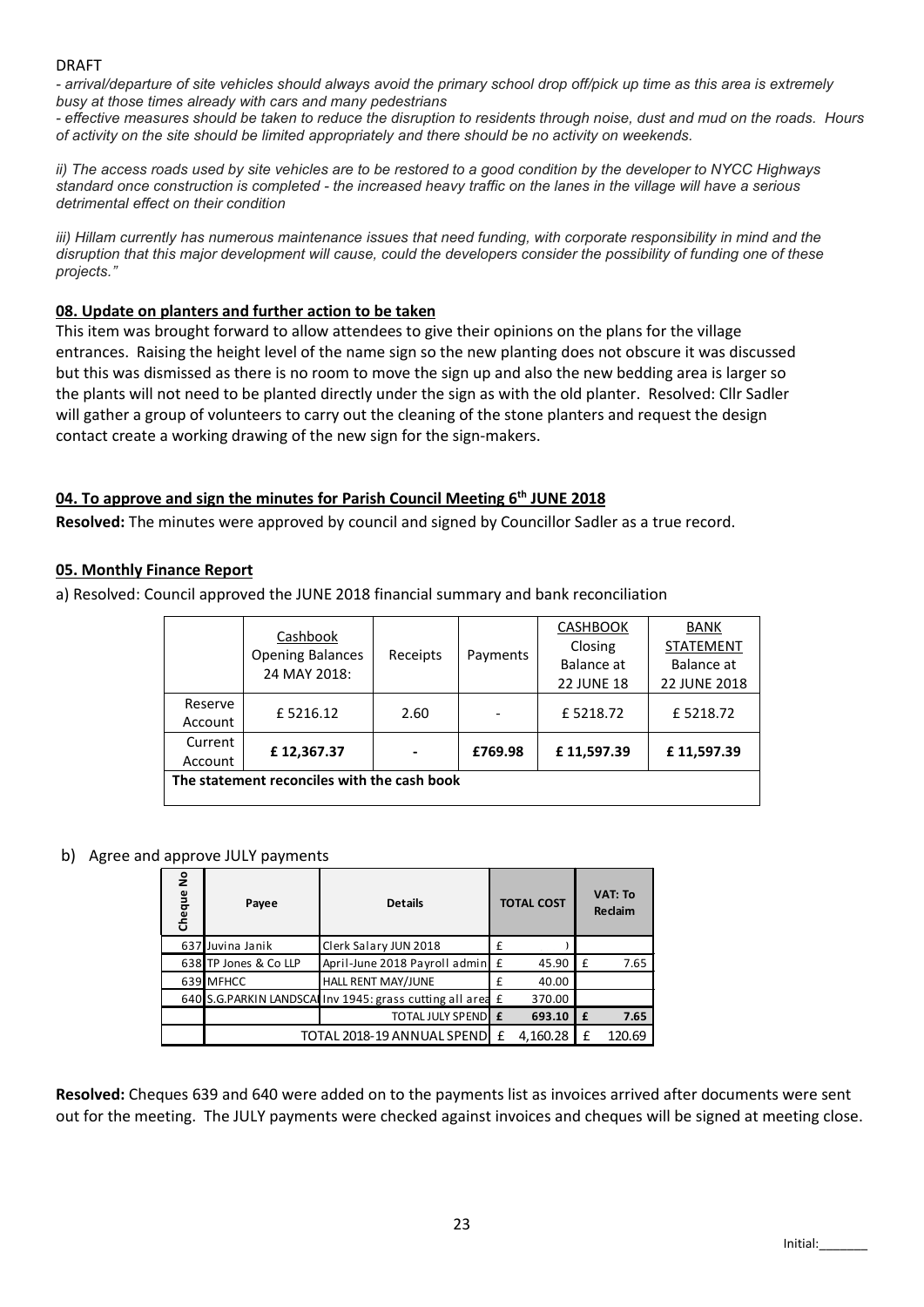DRAFT

*- arrival/departure of site vehicles should always avoid the primary school drop off/pick up time as this area is extremely busy at those times already with cars and many pedestrians*

*- effective measures should be taken to reduce the disruption to residents through noise, dust and mud on the roads. Hours of activity on the site should be limited appropriately and there should be no activity on weekends.*

*ii) The access roads used by site vehicles are to be restored to a good condition by the developer to NYCC Highways standard once construction is completed - the increased heavy traffic on the lanes in the village will have a serious detrimental effect on their condition*

*iii) Hillam currently has numerous maintenance issues that need funding, with corporate responsibility in mind and the disruption that this major development will cause, could the developers consider the possibility of funding one of these projects."*

**08. Update on planters and further action to be taken**

This item was brought forward to allow attendees to give their opinions on the plans for the village entrances. Raising the height level of the name sign so the new planting does not obscure it was discussed but this was dismissed as there is no room to move the sign up and also the new bedding area is larger so the plants will not need to be planted directly under the sign as with the old planter. Resolved: Cllr Sadler will gather a group of volunteers to carry out the cleaning of the stone planters and request the design contact create a working drawing of the new sign for the sign-makers.

**04. To approve and sign the minutes for Parish Council Meeting 6th JUNE 2018**

**Resolved:** The minutes were approved by council and signed by Councillor Sadler as a true record.

**05. Monthly Finance Report**

a) Resolved: Council approved the JUNE 2018 financial summary and bank reconciliation

| | Cashbook Opening Balances 24 MAY 2018: | Receipts | Payments | CASHBOOK Closing Balance at 22 JUNE 18 | BANK STATEMENT Balance at 22 JUNE 2018 |
|---|---|---|---|---|---|
| Reserve Account | £ 5216.12 | 2.60 | - | £ 5218.72 | £ 5218.72 |
| Current Account | **£ 12,367.37** | **-** | **£769.98** | **£ 11,597.39** | **£ 11,597.39** |
| **The statement reconciles with the cash book** | | | | | |

b) Agree and approve JULY payments

| Cheque No | Payee | Details | TOTAL COST | VAT: To Reclaim |
|---|---|---|---|---|
| 637 | Juvina Janik | Clerk Salary JUN 2018 | £ ) | |
| 638 | TP Jones & Co LLP | April-June 2018 Payroll admin | £ 45.90 | £ 7.65 |
| 639 | MFHCC | HALL RENT MAY/JUNE | £ 40.00 | |
| 640 | S.G.PARKIN LANDSCA | Inv 1945: grass cutting all area | £ 370.00 | |
| | | **TOTAL JULY SPEND** | **£ 693.10** | **£ 7.65** |
| | TOTAL 2018-19 ANNUAL SPEND | | £ 4,160.28 | £ 120.69 |

**Resolved:** Cheques 639 and 640 were added on to the payments list as invoices arrived after documents were sent out for the meeting. The JULY payments were checked against invoices and cheques will be signed at meeting close.

Initial:_______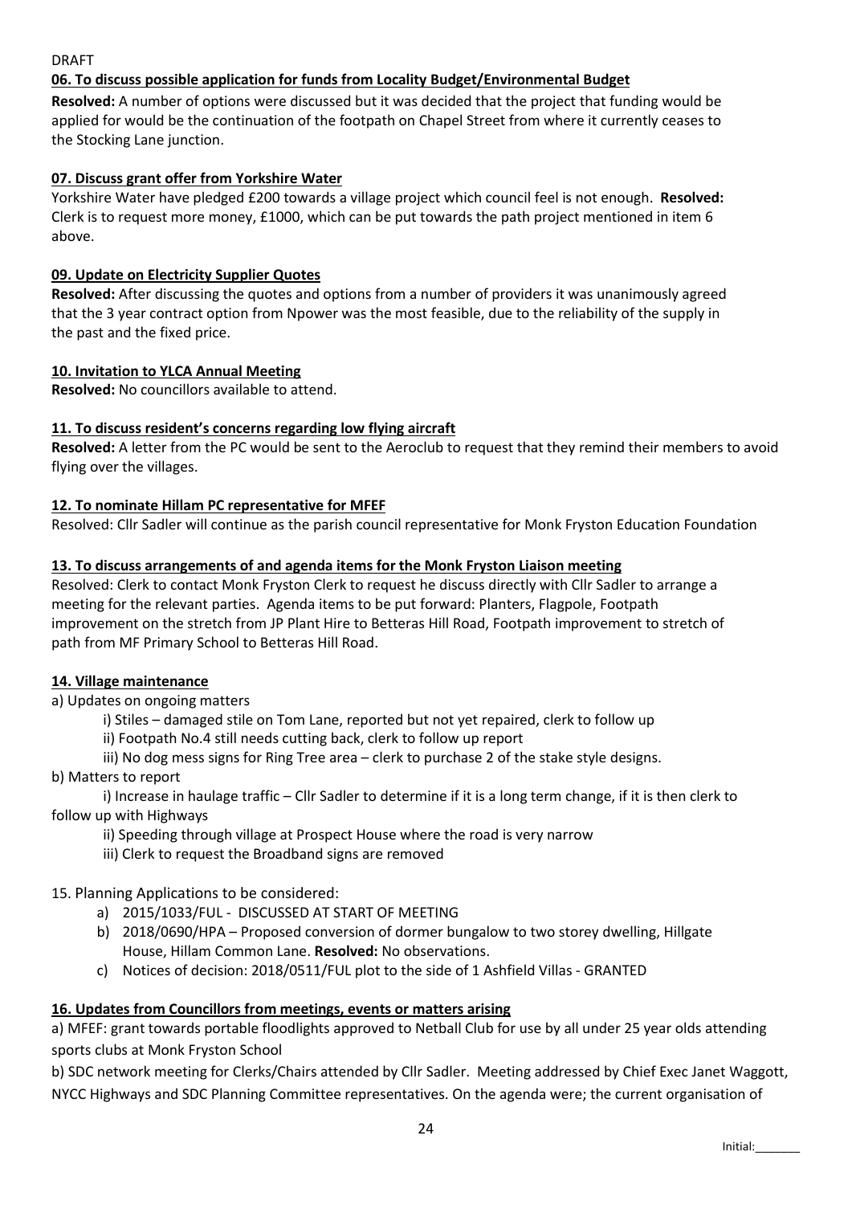DRAFT

**06. To discuss possible application for funds from Locality Budget/Environmental Budget**

**Resolved:** A number of options were discussed but it was decided that the project that funding would be applied for would be the continuation of the footpath on Chapel Street from where it currently ceases to the Stocking Lane junction.

**07. Discuss grant offer from Yorkshire Water**

Yorkshire Water have pledged £200 towards a village project which council feel is not enough. **Resolved:** Clerk is to request more money, £1000, which can be put towards the path project mentioned in item 6 above.

**09. Update on Electricity Supplier Quotes**

**Resolved:** After discussing the quotes and options from a number of providers it was unanimously agreed that the 3 year contract option from Npower was the most feasible, due to the reliability of the supply in the past and the fixed price.

**10. Invitation to YLCA Annual Meeting**

**Resolved:** No councillors available to attend.

**11. To discuss resident's concerns regarding low flying aircraft**

**Resolved:** A letter from the PC would be sent to the Aeroclub to request that they remind their members to avoid flying over the villages.

**12. To nominate Hillam PC representative for MFEF**

Resolved: Cllr Sadler will continue as the parish council representative for Monk Fryston Education Foundation

**13. To discuss arrangements of and agenda items for the Monk Fryston Liaison meeting**

Resolved: Clerk to contact Monk Fryston Clerk to request he discuss directly with Cllr Sadler to arrange a meeting for the relevant parties. Agenda items to be put forward: Planters, Flagpole, Footpath improvement on the stretch from JP Plant Hire to Betteras Hill Road, Footpath improvement to stretch of path from MF Primary School to Betteras Hill Road.

**14. Village maintenance**

a) Updates on ongoing matters

- i) Stiles – damaged stile on Tom Lane, reported but not yet repaired, clerk to follow up
- ii) Footpath No.4 still needs cutting back, clerk to follow up report
- iii) No dog mess signs for Ring Tree area – clerk to purchase 2 of the stake style designs.

b) Matters to report

- i) Increase in haulage traffic – Cllr Sadler to determine if it is a long term change, if it is then clerk to follow up with Highways
- ii) Speeding through village at Prospect House where the road is very narrow
- iii) Clerk to request the Broadband signs are removed

15. Planning Applications to be considered:

- a) 2015/1033/FUL - DISCUSSED AT START OF MEETING
- b) 2018/0690/HPA – Proposed conversion of dormer bungalow to two storey dwelling, Hillgate House, Hillam Common Lane. **Resolved:** No observations.
- c) Notices of decision: 2018/0511/FUL plot to the side of 1 Ashfield Villas - GRANTED

**16. Updates from Councillors from meetings, events or matters arising**

a) MFEF: grant towards portable floodlights approved to Netball Club for use by all under 25 year olds attending sports clubs at Monk Fryston School

b) SDC network meeting for Clerks/Chairs attended by Cllr Sadler. Meeting addressed by Chief Exec Janet Waggott, NYCC Highways and SDC Planning Committee representatives. On the agenda were; the current organisation of

Initial:_______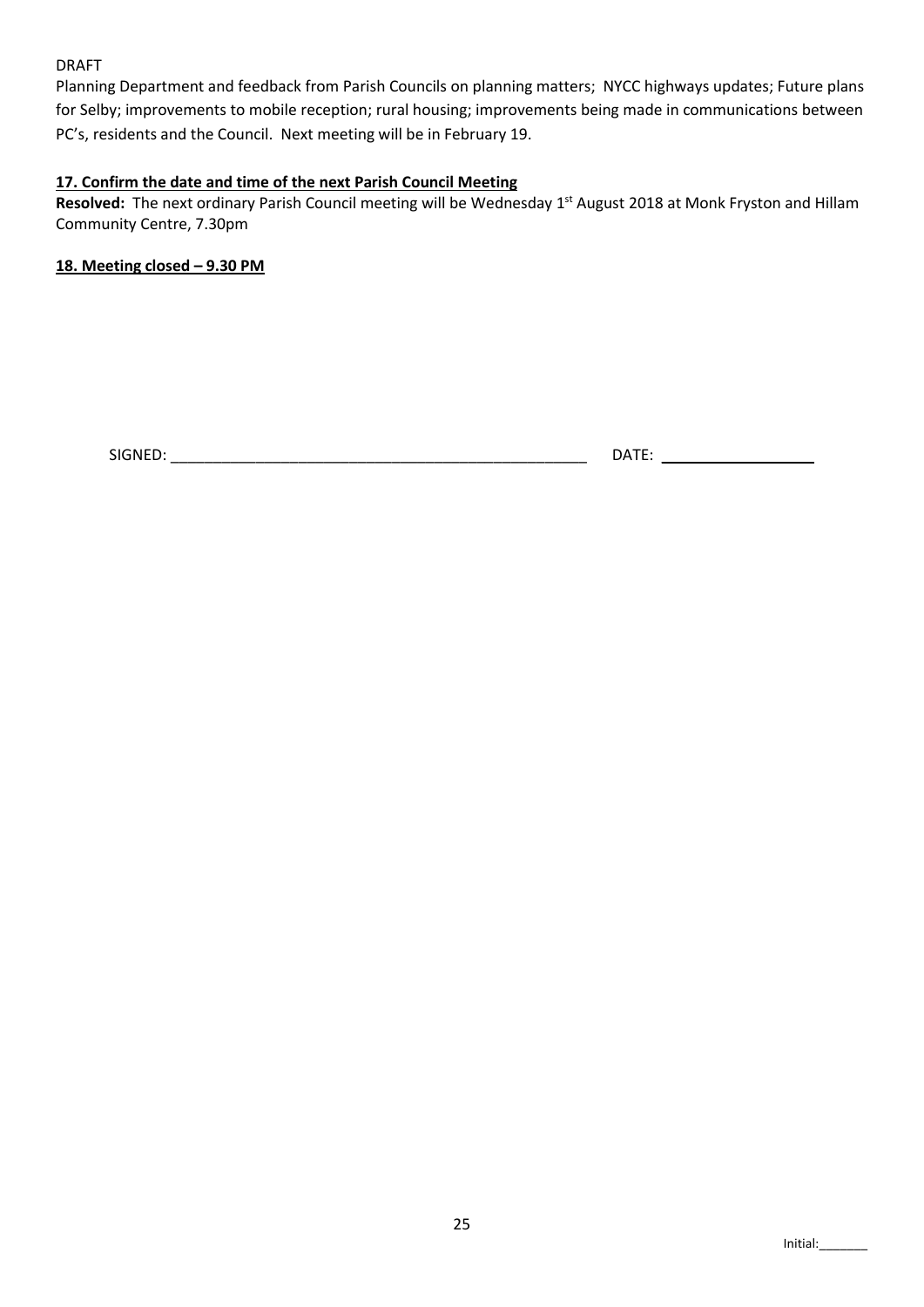DRAFT

Planning Department and feedback from Parish Councils on planning matters; NYCC highways updates; Future plans for Selby; improvements to mobile reception; rural housing; improvements being made in communications between PC's, residents and the Council. Next meeting will be in February 19.

**17. Confirm the date and time of the next Parish Council Meeting**

**Resolved:** The next ordinary Parish Council meeting will be Wednesday 1st August 2018 at Monk Fryston and Hillam Community Centre, 7.30pm

**18. Meeting closed – 9.30 PM**

SIGNED: ___________________________________________________ DATE: __________________

Initial:_______